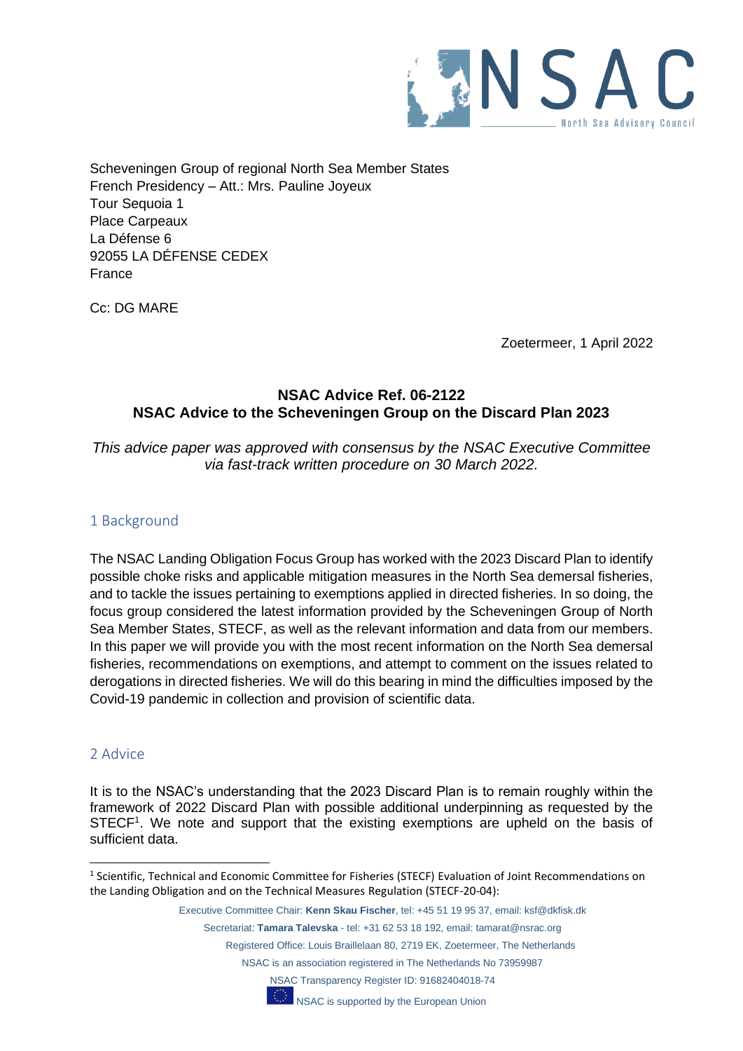Scheveningen Group of regional North Sea Member States
French Presidency – Att.: Mrs. Pauline Joyeux
Tour Sequoia 1
Place Carpeaux
La Défense 6
92055 LA DÉFENSE CEDEX
France

Cc: DG MARE

Zoetermeer, 1 April 2022

**NSAC Advice Ref. 06-2122**
**NSAC Advice to the Scheveningen Group on the Discard Plan 2023**

*This advice paper was approved with consensus by the NSAC Executive Committee via fast-track written procedure on 30 March 2022.*

## 1 Background

The NSAC Landing Obligation Focus Group has worked with the 2023 Discard Plan to identify possible choke risks and applicable mitigation measures in the North Sea demersal fisheries, and to tackle the issues pertaining to exemptions applied in directed fisheries. In so doing, the focus group considered the latest information provided by the Scheveningen Group of North Sea Member States, STECF, as well as the relevant information and data from our members. In this paper we will provide you with the most recent information on the North Sea demersal fisheries, recommendations on exemptions, and attempt to comment on the issues related to derogations in directed fisheries. We will do this bearing in mind the difficulties imposed by the Covid-19 pandemic in collection and provision of scientific data.

## 2 Advice

It is to the NSAC's understanding that the 2023 Discard Plan is to remain roughly within the framework of 2022 Discard Plan with possible additional underpinning as requested by the STECF[1]. We note and support that the existing exemptions are upheld on the basis of sufficient data.

[1] Scientific, Technical and Economic Committee for Fisheries (STECF) Evaluation of Joint Recommendations on the Landing Obligation and on the Technical Measures Regulation (STECF-20-04):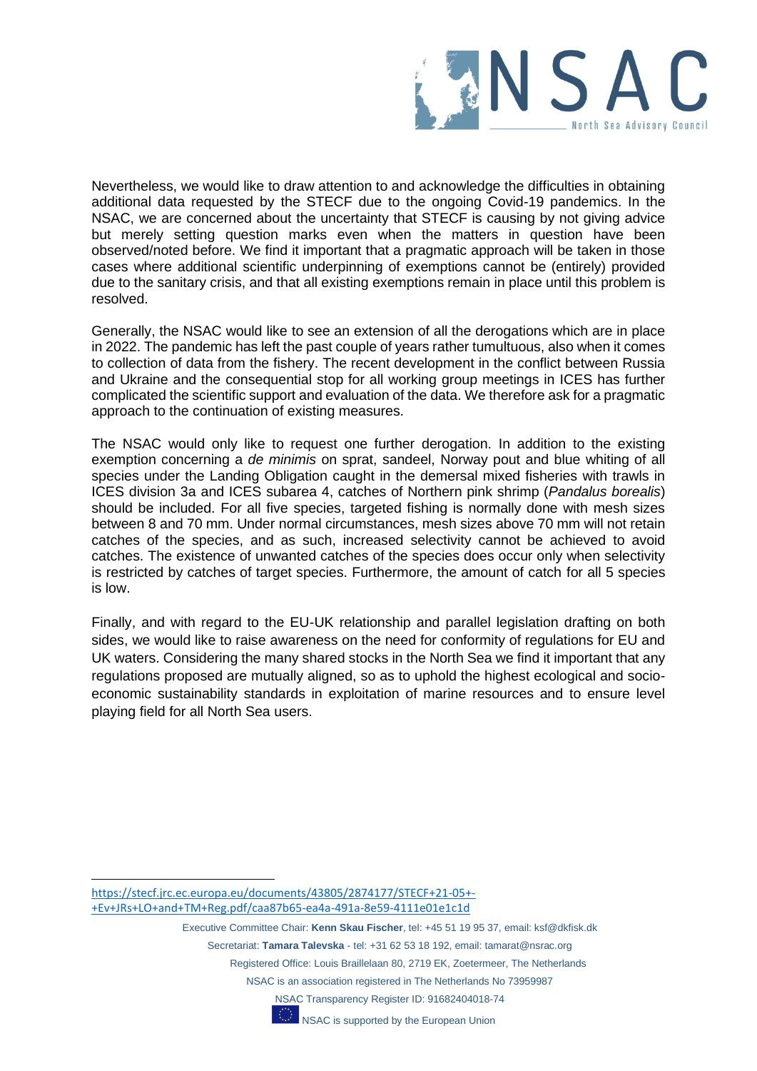Nevertheless, we would like to draw attention to and acknowledge the difficulties in obtaining additional data requested by the STECF due to the ongoing Covid-19 pandemics. In the NSAC, we are concerned about the uncertainty that STECF is causing by not giving advice but merely setting question marks even when the matters in question have been observed/noted before. We find it important that a pragmatic approach will be taken in those cases where additional scientific underpinning of exemptions cannot be (entirely) provided due to the sanitary crisis, and that all existing exemptions remain in place until this problem is resolved.

Generally, the NSAC would like to see an extension of all the derogations which are in place in 2022. The pandemic has left the past couple of years rather tumultuous, also when it comes to collection of data from the fishery. The recent development in the conflict between Russia and Ukraine and the consequential stop for all working group meetings in ICES has further complicated the scientific support and evaluation of the data. We therefore ask for a pragmatic approach to the continuation of existing measures.

The NSAC would only like to request one further derogation. In addition to the existing exemption concerning a *de minimis* on sprat, sandeel, Norway pout and blue whiting of all species under the Landing Obligation caught in the demersal mixed fisheries with trawls in ICES division 3a and ICES subarea 4, catches of Northern pink shrimp (*Pandalus borealis*) should be included. For all five species, targeted fishing is normally done with mesh sizes between 8 and 70 mm. Under normal circumstances, mesh sizes above 70 mm will not retain catches of the species, and as such, increased selectivity cannot be achieved to avoid catches. The existence of unwanted catches of the species does occur only when selectivity is restricted by catches of target species. Furthermore, the amount of catch for all 5 species is low.

Finally, and with regard to the EU-UK relationship and parallel legislation drafting on both sides, we would like to raise awareness on the need for conformity of regulations for EU and UK waters. Considering the many shared stocks in the North Sea we find it important that any regulations proposed are mutually aligned, so as to uphold the highest ecological and socio-economic sustainability standards in exploitation of marine resources and to ensure level playing field for all North Sea users.

---

https://stecf.jrc.ec.europa.eu/documents/43805/2874177/STECF+21-05+-+Ev+JRs+LO+and+TM+Reg.pdf/caa87b65-ea4a-491a-8e59-4111e01e1c1d